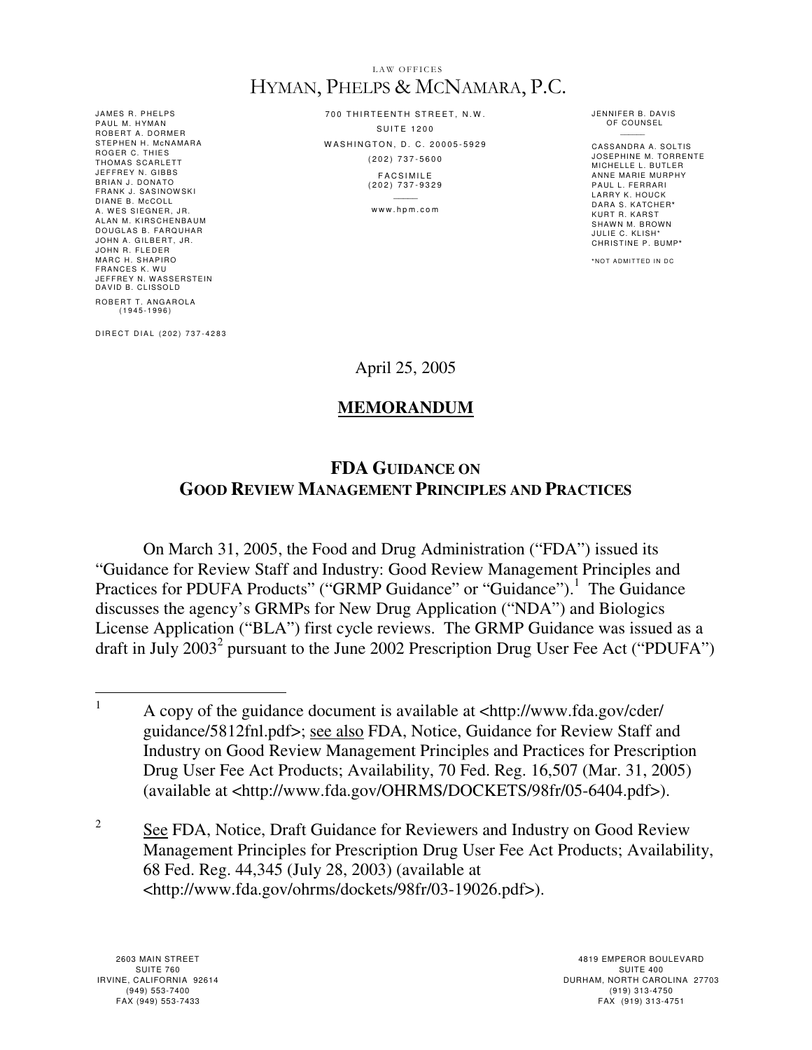LAW OFFICES

HYMAN, PHELPS & MCNAMARA, P.C.

JAMES R. PHELPS
PAUL M. HYMAN
ROBERT A. DORMER
STEPHEN H. McNAMARA
ROGER C. THIES
THOMAS SCARLETT
JEFFREY N. GIBBS
BRIAN J. DONATO
FRANK J. SASINOWSKI
DIANE B. McCOLL
A. WES SIEGNER, JR.
ALAN M. KIRSCHENBAUM
DOUGLAS B. FARQUHAR
JOHN A. GILBERT, JR.
JOHN R. FLEDER
MARC H. SHAPIRO
FRANCES K. WU
JEFFREY N. WASSERSTEIN
DAVID B. CLISSOLD

ROBERT T. ANGAROLA
(1945-1996)

DIRECT DIAL (202) 737-4283

700 THIRTEENTH STREET, N.W.
SUITE 1200
WASHINGTON, D. C. 20005-5929
(202) 737-5600
FACSIMILE
(202) 737-9329

www.hpm.com

JENNIFER B. DAVIS
OF COUNSEL

CASSANDRA A. SOLTIS
JOSEPHINE M. TORRENTE
MICHELLE L. BUTLER
ANNE MARIE MURPHY
PAUL L. FERRARI
LARRY K. HOUCK
DARA S. KATCHER*
KURT R. KARST
SHAWN M. BROWN
JULIE C. KLISH*
CHRISTINE P. BUMP*

*NOT ADMITTED IN DC

April 25, 2005

**MEMORANDUM**

**FDA GUIDANCE ON GOOD REVIEW MANAGEMENT PRINCIPLES AND PRACTICES**

On March 31, 2005, the Food and Drug Administration ("FDA") issued its "Guidance for Review Staff and Industry: Good Review Management Principles and Practices for PDUFA Products" ("GRMP Guidance" or "Guidance").[1] The Guidance discusses the agency's GRMPs for New Drug Application ("NDA") and Biologics License Application ("BLA") first cycle reviews. The GRMP Guidance was issued as a draft in July 2003[2] pursuant to the June 2002 Prescription Drug User Fee Act ("PDUFA")

---

[1] A copy of the guidance document is available at <http://www.fda.gov/cder/guidance/5812fnl.pdf>; see also FDA, Notice, Guidance for Review Staff and Industry on Good Review Management Principles and Practices for Prescription Drug User Fee Act Products; Availability, 70 Fed. Reg. 16,507 (Mar. 31, 2005) (available at <http://www.fda.gov/OHRMS/DOCKETS/98fr/05-6404.pdf>).

[2] See FDA, Notice, Draft Guidance for Reviewers and Industry on Good Review Management Principles for Prescription Drug User Fee Act Products; Availability, 68 Fed. Reg. 44,345 (July 28, 2003) (available at <http://www.fda.gov/ohrms/dockets/98fr/03-19026.pdf>).

2603 MAIN STREET
SUITE 760
IRVINE, CALIFORNIA 92614
(949) 553-7400
FAX (949) 553-7433

4819 EMPEROR BOULEVARD
SUITE 400
DURHAM, NORTH CAROLINA 27703
(919) 313-4750
FAX (919) 313-4751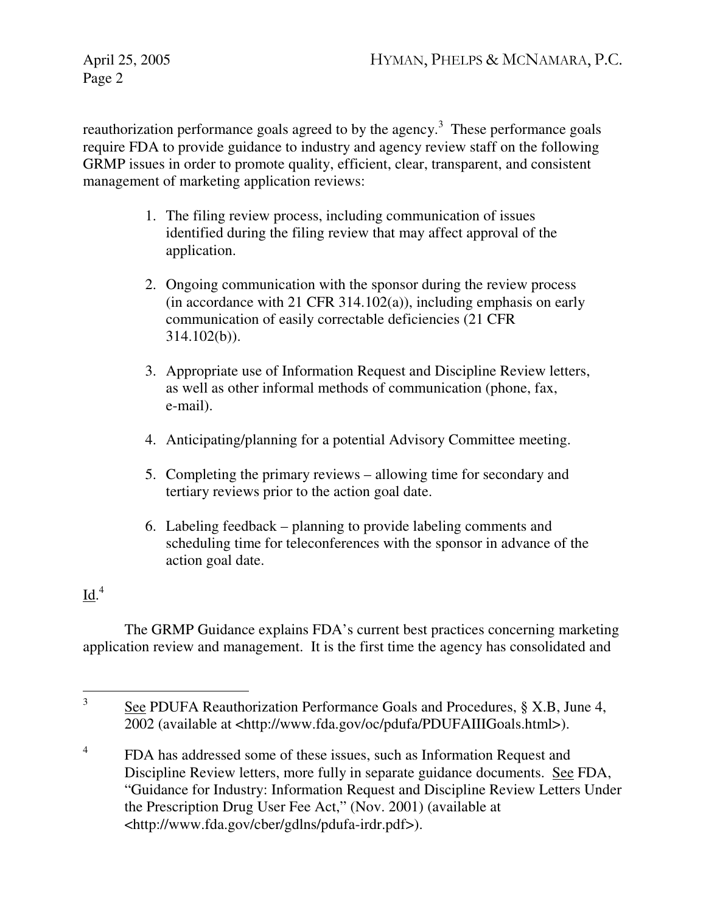reauthorization performance goals agreed to by the agency.[3] These performance goals require FDA to provide guidance to industry and agency review staff on the following GRMP issues in order to promote quality, efficient, clear, transparent, and consistent management of marketing application reviews:

1. The filing review process, including communication of issues identified during the filing review that may affect approval of the application.

2. Ongoing communication with the sponsor during the review process (in accordance with 21 CFR 314.102(a)), including emphasis on early communication of easily correctable deficiencies (21 CFR 314.102(b)).

3. Appropriate use of Information Request and Discipline Review letters, as well as other informal methods of communication (phone, fax, e-mail).

4. Anticipating/planning for a potential Advisory Committee meeting.

5. Completing the primary reviews – allowing time for secondary and tertiary reviews prior to the action goal date.

6. Labeling feedback – planning to provide labeling comments and scheduling time for teleconferences with the sponsor in advance of the action goal date.

Id.[4]

The GRMP Guidance explains FDA's current best practices concerning marketing application review and management. It is the first time the agency has consolidated and

---

[3] See PDUFA Reauthorization Performance Goals and Procedures, § X.B, June 4, 2002 (available at <http://www.fda.gov/oc/pdufa/PDUFAIIIGoals.html>).

[4] FDA has addressed some of these issues, such as Information Request and Discipline Review letters, more fully in separate guidance documents. See FDA, "Guidance for Industry: Information Request and Discipline Review Letters Under the Prescription Drug User Fee Act," (Nov. 2001) (available at <http://www.fda.gov/cber/gdlns/pdufa-irdr.pdf>).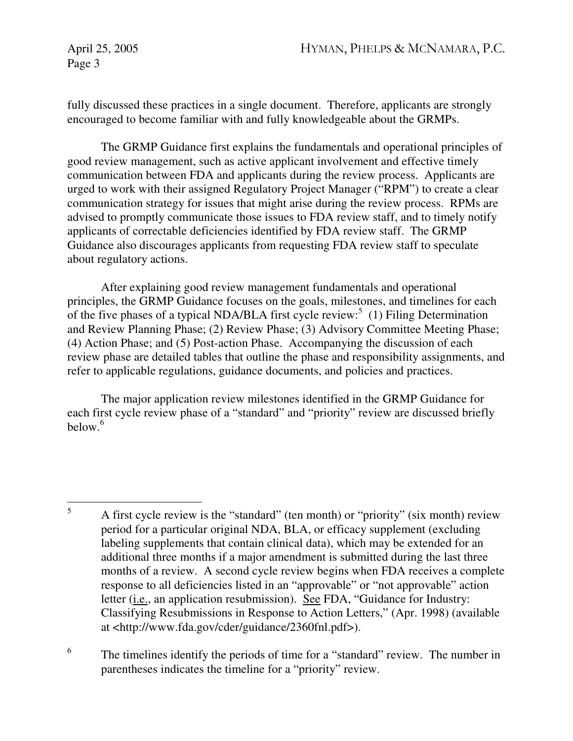fully discussed these practices in a single document. Therefore, applicants are strongly encouraged to become familiar with and fully knowledgeable about the GRMPs.

The GRMP Guidance first explains the fundamentals and operational principles of good review management, such as active applicant involvement and effective timely communication between FDA and applicants during the review process. Applicants are urged to work with their assigned Regulatory Project Manager ("RPM") to create a clear communication strategy for issues that might arise during the review process. RPMs are advised to promptly communicate those issues to FDA review staff, and to timely notify applicants of correctable deficiencies identified by FDA review staff. The GRMP Guidance also discourages applicants from requesting FDA review staff to speculate about regulatory actions.

After explaining good review management fundamentals and operational principles, the GRMP Guidance focuses on the goals, milestones, and timelines for each of the five phases of a typical NDA/BLA first cycle review:[5] (1) Filing Determination and Review Planning Phase; (2) Review Phase; (3) Advisory Committee Meeting Phase; (4) Action Phase; and (5) Post-action Phase. Accompanying the discussion of each review phase are detailed tables that outline the phase and responsibility assignments, and refer to applicable regulations, guidance documents, and policies and practices.

The major application review milestones identified in the GRMP Guidance for each first cycle review phase of a "standard" and "priority" review are discussed briefly below.[6]

---

[5] A first cycle review is the "standard" (ten month) or "priority" (six month) review period for a particular original NDA, BLA, or efficacy supplement (excluding labeling supplements that contain clinical data), which may be extended for an additional three months if a major amendment is submitted during the last three months of a review. A second cycle review begins when FDA receives a complete response to all deficiencies listed in an "approvable" or "not approvable" action letter (i.e., an application resubmission). See FDA, "Guidance for Industry: Classifying Resubmissions in Response to Action Letters," (Apr. 1998) (available at <http://www.fda.gov/cder/guidance/2360fnl.pdf>).

[6] The timelines identify the periods of time for a "standard" review. The number in parentheses indicates the timeline for a "priority" review.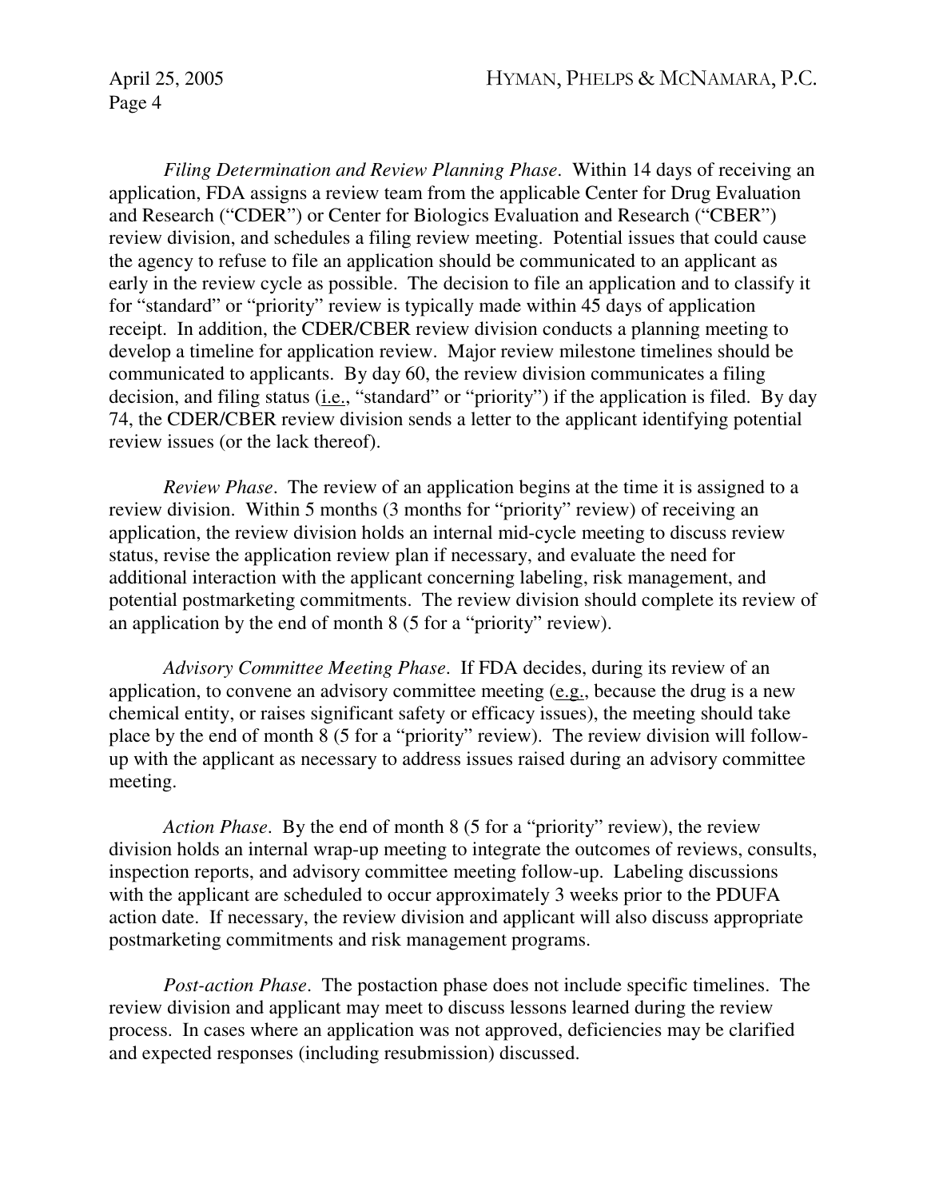*Filing Determination and Review Planning Phase*. Within 14 days of receiving an application, FDA assigns a review team from the applicable Center for Drug Evaluation and Research ("CDER") or Center for Biologics Evaluation and Research ("CBER") review division, and schedules a filing review meeting. Potential issues that could cause the agency to refuse to file an application should be communicated to an applicant as early in the review cycle as possible. The decision to file an application and to classify it for "standard" or "priority" review is typically made within 45 days of application receipt. In addition, the CDER/CBER review division conducts a planning meeting to develop a timeline for application review. Major review milestone timelines should be communicated to applicants. By day 60, the review division communicates a filing decision, and filing status (i.e., "standard" or "priority") if the application is filed. By day 74, the CDER/CBER review division sends a letter to the applicant identifying potential review issues (or the lack thereof).

*Review Phase*. The review of an application begins at the time it is assigned to a review division. Within 5 months (3 months for "priority" review) of receiving an application, the review division holds an internal mid-cycle meeting to discuss review status, revise the application review plan if necessary, and evaluate the need for additional interaction with the applicant concerning labeling, risk management, and potential postmarketing commitments. The review division should complete its review of an application by the end of month 8 (5 for a "priority" review).

*Advisory Committee Meeting Phase*. If FDA decides, during its review of an application, to convene an advisory committee meeting (e.g., because the drug is a new chemical entity, or raises significant safety or efficacy issues), the meeting should take place by the end of month 8 (5 for a "priority" review). The review division will follow-up with the applicant as necessary to address issues raised during an advisory committee meeting.

*Action Phase*. By the end of month 8 (5 for a "priority" review), the review division holds an internal wrap-up meeting to integrate the outcomes of reviews, consults, inspection reports, and advisory committee meeting follow-up. Labeling discussions with the applicant are scheduled to occur approximately 3 weeks prior to the PDUFA action date. If necessary, the review division and applicant will also discuss appropriate postmarketing commitments and risk management programs.

*Post-action Phase*. The postaction phase does not include specific timelines. The review division and applicant may meet to discuss lessons learned during the review process. In cases where an application was not approved, deficiencies may be clarified and expected responses (including resubmission) discussed.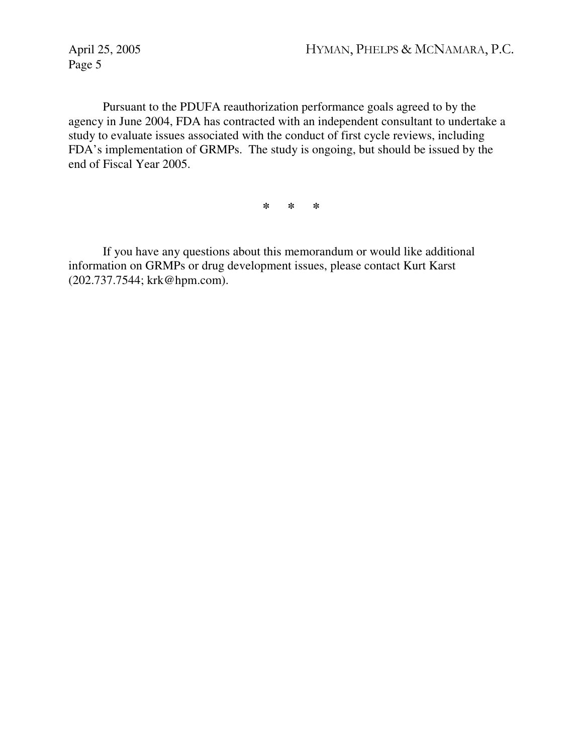Pursuant to the PDUFA reauthorization performance goals agreed to by the agency in June 2004, FDA has contracted with an independent consultant to undertake a study to evaluate issues associated with the conduct of first cycle reviews, including FDA's implementation of GRMPs. The study is ongoing, but should be issued by the end of Fiscal Year 2005.

\* \* \*

If you have any questions about this memorandum or would like additional information on GRMPs or drug development issues, please contact Kurt Karst (202.737.7544; krk@hpm.com).